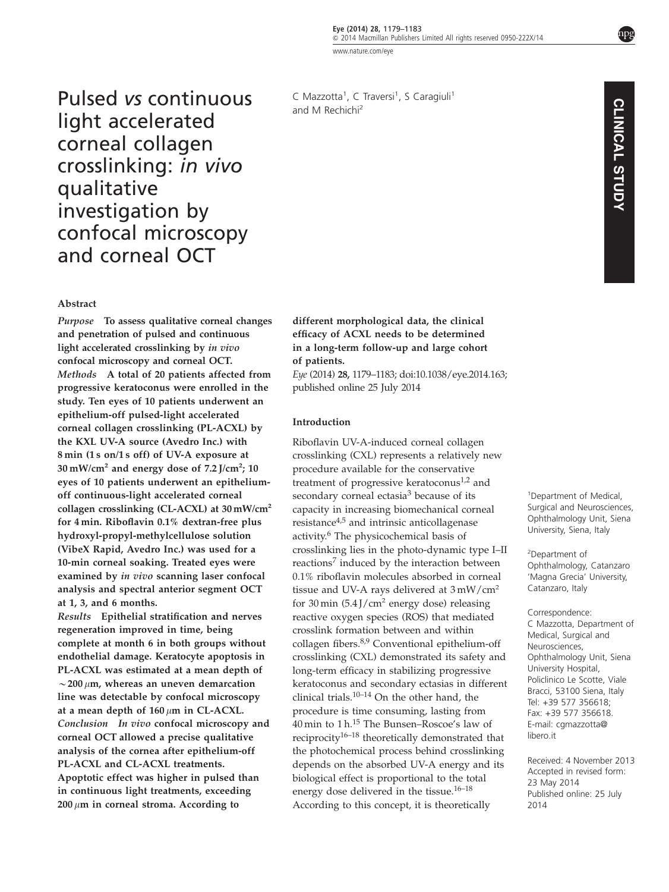# Pulsed *vs* continuous light accelerated corneal collagen crosslinking: *in vivo* qualitative investigation by confocal microscopy and corneal OCT

C Mazzotta[1], C Traversi[1], S Caragiuli[1] and M Rechichi[2]

CLINICAL STUDY

## Abstract

***Purpose*** **To assess qualitative corneal changes and penetration of pulsed and continuous light accelerated crosslinking by *in vivo* confocal microscopy and corneal OCT.**

***Methods*** **A total of 20 patients affected from progressive keratoconus were enrolled in the study. Ten eyes of 10 patients underwent an epithelium-off pulsed-light accelerated corneal collagen crosslinking (PL-ACXL) by the KXL UV-A source (Avedro Inc.) with 8 min (1 s on/1 s off) of UV-A exposure at 30 mW/cm$^2$ and energy dose of 7.2 J/cm$^2$; 10 eyes of 10 patients underwent an epithelium-off continuous-light accelerated corneal collagen crosslinking (CL-ACXL) at 30 mW/cm$^2$ for 4 min. Riboflavin 0.1% dextran-free plus hydroxyl-propyl-methylcellulose solution (VibeX Rapid, Avedro Inc.) was used for a 10-min corneal soaking. Treated eyes were examined by *in vivo* scanning laser confocal analysis and spectral anterior segment OCT at 1, 3, and 6 months.**

***Results*** **Epithelial stratification and nerves regeneration improved in time, being complete at month 6 in both groups without endothelial damage. Keratocyte apoptosis in PL-ACXL was estimated at a mean depth of ~200 μm, whereas an uneven demarcation line was detectable by confocal microscopy at a mean depth of 160 μm in CL-ACXL.**

***Conclusion*** ***In vivo*** **confocal microscopy and corneal OCT allowed a precise qualitative analysis of the cornea after epithelium-off PL-ACXL and CL-ACXL treatments. Apoptotic effect was higher in pulsed than in continuous light treatments, exceeding 200 μm in corneal stroma. According to different morphological data, the clinical efficacy of ACXL needs to be determined in a long-term follow-up and large cohort of patients.**

*Eye* (2014) **28,** 1179–1183; doi:10.1038/eye.2014.163; published online 25 July 2014

## Introduction

Riboflavin UV-A-induced corneal collagen crosslinking (CXL) represents a relatively new procedure available for the conservative treatment of progressive keratoconus[1,2] and secondary corneal ectasia[3] because of its capacity in increasing biomechanical corneal resistance[4,5] and intrinsic anticollagenase activity.[6] The physicochemical basis of crosslinking lies in the photo-dynamic type I–II reactions[7] induced by the interaction between 0.1% riboflavin molecules absorbed in corneal tissue and UV-A rays delivered at 3 mW/cm$^2$ for 30 min (5.4 J/cm$^2$ energy dose) releasing reactive oxygen species (ROS) that mediated crosslink formation between and within collagen fibers.[8,9] Conventional epithelium-off crosslinking (CXL) demonstrated its safety and long-term efficacy in stabilizing progressive keratoconus and secondary ectasias in different clinical trials.[10–14] On the other hand, the procedure is time consuming, lasting from 40 min to 1 h.[15] The Bunsen–Roscoe's law of reciprocity[16–18] theoretically demonstrated that the photochemical process behind crosslinking depends on the absorbed UV-A energy and its biological effect is proportional to the total energy dose delivered in the tissue.[16–18] According to this concept, it is theoretically

[1]Department of Medical, Surgical and Neurosciences, Ophthalmology Unit, Siena University, Siena, Italy

[2]Department of Ophthalmology, Catanzaro 'Magna Grecia' University, Catanzaro, Italy

Correspondence: C Mazzotta, Department of Medical, Surgical and Neurosciences, Ophthalmology Unit, Siena University Hospital, Policlinico Le Scotte, Viale Bracci, 53100 Siena, Italy Tel: +39 577 356618; Fax: +39 577 356618. E-mail: cgmazzotta@libero.it

Received: 4 November 2013
Accepted in revised form: 23 May 2014
Published online: 25 July 2014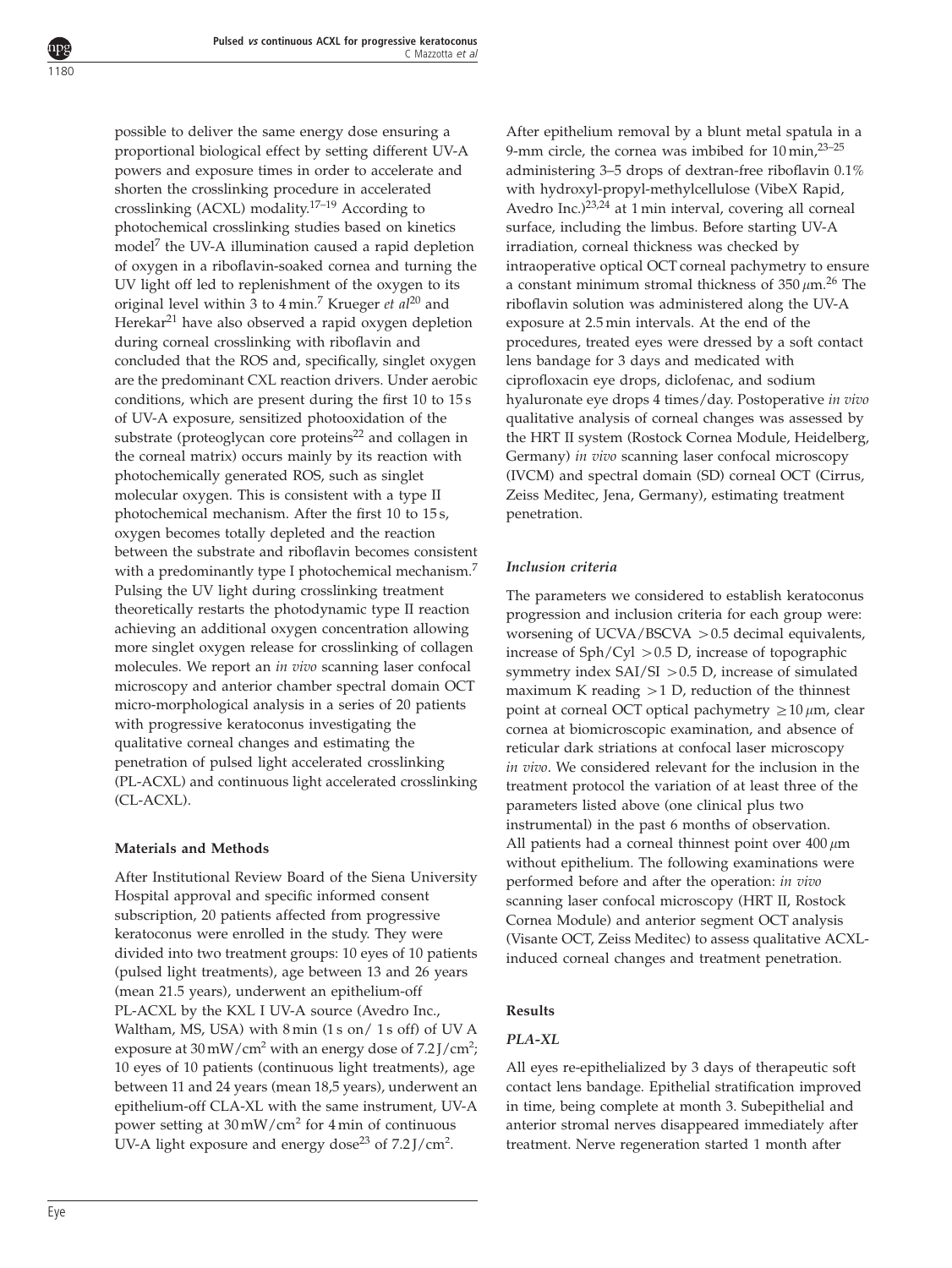possible to deliver the same energy dose ensuring a proportional biological effect by setting different UV-A powers and exposure times in order to accelerate and shorten the crosslinking procedure in accelerated crosslinking (ACXL) modality.[17–19] According to photochemical crosslinking studies based on kinetics model[7] the UV-A illumination caused a rapid depletion of oxygen in a riboflavin-soaked cornea and turning the UV light off led to replenishment of the oxygen to its original level within 3 to 4 min.[7] Krueger *et al*[20] and Herekar[21] have also observed a rapid oxygen depletion during corneal crosslinking with riboflavin and concluded that the ROS and, specifically, singlet oxygen are the predominant CXL reaction drivers. Under aerobic conditions, which are present during the first 10 to 15 s of UV-A exposure, sensitized photooxidation of the substrate (proteoglycan core proteins[22] and collagen in the corneal matrix) occurs mainly by its reaction with photochemically generated ROS, such as singlet molecular oxygen. This is consistent with a type II photochemical mechanism. After the first 10 to 15 s, oxygen becomes totally depleted and the reaction between the substrate and riboflavin becomes consistent with a predominantly type I photochemical mechanism.[7] Pulsing the UV light during crosslinking treatment theoretically restarts the photodynamic type II reaction achieving an additional oxygen concentration allowing more singlet oxygen release for crosslinking of collagen molecules. We report an *in vivo* scanning laser confocal microscopy and anterior chamber spectral domain OCT micro-morphological analysis in a series of 20 patients with progressive keratoconus investigating the qualitative corneal changes and estimating the penetration of pulsed light accelerated crosslinking (PL-ACXL) and continuous light accelerated crosslinking (CL-ACXL).

## Materials and Methods

After Institutional Review Board of the Siena University Hospital approval and specific informed consent subscription, 20 patients affected from progressive keratoconus were enrolled in the study. They were divided into two treatment groups: 10 eyes of 10 patients (pulsed light treatments), age between 13 and 26 years (mean 21.5 years), underwent an epithelium-off PL-ACXL by the KXL I UV-A source (Avedro Inc., Waltham, MS, USA) with 8 min (1 s on/ 1 s off) of UV A exposure at 30 mW/cm$^2$ with an energy dose of 7.2 J/cm$^2$; 10 eyes of 10 patients (continuous light treatments), age between 11 and 24 years (mean 18,5 years), underwent an epithelium-off CLA-XL with the same instrument, UV-A power setting at 30 mW/cm$^2$ for 4 min of continuous UV-A light exposure and energy dose[23] of 7.2 J/cm$^2$.

After epithelium removal by a blunt metal spatula in a 9-mm circle, the cornea was imbibed for 10 min,[23–25] administering 3–5 drops of dextran-free riboflavin 0.1% with hydroxyl-propyl-methylcellulose (VibeX Rapid, Avedro Inc.)[23,24] at 1 min interval, covering all corneal surface, including the limbus. Before starting UV-A irradiation, corneal thickness was checked by intraoperative optical OCT corneal pachymetry to ensure a constant minimum stromal thickness of 350 $\mu$m.[26] The riboflavin solution was administered along the UV-A exposure at 2.5 min intervals. At the end of the procedures, treated eyes were dressed by a soft contact lens bandage for 3 days and medicated with ciprofloxacin eye drops, diclofenac, and sodium hyaluronate eye drops 4 times/day. Postoperative *in vivo* qualitative analysis of corneal changes was assessed by the HRT II system (Rostock Cornea Module, Heidelberg, Germany) *in vivo* scanning laser confocal microscopy (IVCM) and spectral domain (SD) corneal OCT (Cirrus, Zeiss Meditec, Jena, Germany), estimating treatment penetration.

### *Inclusion criteria*

The parameters we considered to establish keratoconus progression and inclusion criteria for each group were: worsening of UCVA/BSCVA >0.5 decimal equivalents, increase of Sph/Cyl >0.5 D, increase of topographic symmetry index SAI/SI >0.5 D, increase of simulated maximum K reading >1 D, reduction of the thinnest point at corneal OCT optical pachymetry $\geq$10 $\mu$m, clear cornea at biomicroscopic examination, and absence of reticular dark striations at confocal laser microscopy *in vivo*. We considered relevant for the inclusion in the treatment protocol the variation of at least three of the parameters listed above (one clinical plus two instrumental) in the past 6 months of observation. All patients had a corneal thinnest point over 400 $\mu$m without epithelium. The following examinations were performed before and after the operation: *in vivo* scanning laser confocal microscopy (HRT II, Rostock Cornea Module) and anterior segment OCT analysis (Visante OCT, Zeiss Meditec) to assess qualitative ACXL-induced corneal changes and treatment penetration.

## Results

### *PLA-XL*

All eyes re-epithelialized by 3 days of therapeutic soft contact lens bandage. Epithelial stratification improved in time, being complete at month 3. Subepithelial and anterior stromal nerves disappeared immediately after treatment. Nerve regeneration started 1 month after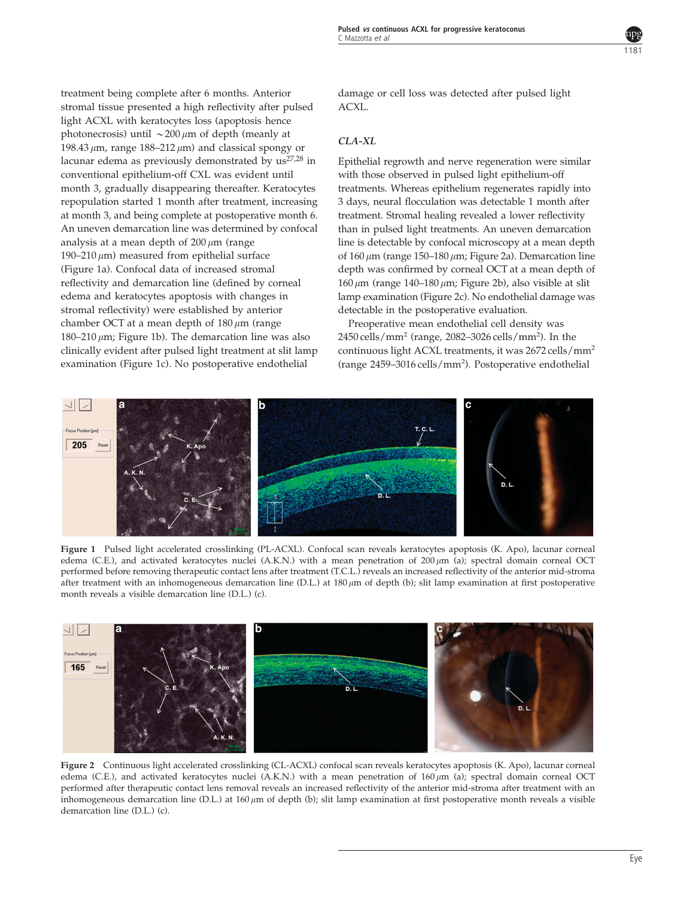treatment being complete after 6 months. Anterior stromal tissue presented a high reflectivity after pulsed light ACXL with keratocytes loss (apoptosis hence photonecrosis) until ~200 $\mu$m of depth (meanly at 198.43 $\mu$m, range 188–212 $\mu$m) and classical spongy or lacunar edema as previously demonstrated by us[27,28] in conventional epithelium-off CXL was evident until month 3, gradually disappearing thereafter. Keratocytes repopulation started 1 month after treatment, increasing at month 3, and being complete at postoperative month 6. An uneven demarcation line was determined by confocal analysis at a mean depth of 200 $\mu$m (range 190–210 $\mu$m) measured from epithelial surface (Figure 1a). Confocal data of increased stromal reflectivity and demarcation line (defined by corneal edema and keratocytes apoptosis with changes in stromal reflectivity) were established by anterior chamber OCT at a mean depth of 180 $\mu$m (range 180–210 $\mu$m; Figure 1b). The demarcation line was also clinically evident after pulsed light treatment at slit lamp examination (Figure 1c). No postoperative endothelial damage or cell loss was detected after pulsed light ACXL.

### *CLA-XL*

Epithelial regrowth and nerve regeneration were similar with those observed in pulsed light epithelium-off treatments. Whereas epithelium regenerates rapidly into 3 days, neural flocculation was detectable 1 month after treatment. Stromal healing revealed a lower reflectivity than in pulsed light treatments. An uneven demarcation line is detectable by confocal microscopy at a mean depth of 160 $\mu$m (range 150–180 $\mu$m; Figure 2a). Demarcation line depth was confirmed by corneal OCT at a mean depth of 160 $\mu$m (range 140–180 $\mu$m; Figure 2b), also visible at slit lamp examination (Figure 2c). No endothelial damage was detectable in the postoperative evaluation.

Preoperative mean endothelial cell density was 2450 cells/mm$^2$ (range, 2082–3026 cells/mm$^2$). In the continuous light ACXL treatments, it was 2672 cells/mm$^2$ (range 2459–3016 cells/mm$^2$). Postoperative endothelial

**Figure 1** Pulsed light accelerated crosslinking (PL-ACXL). Confocal scan reveals keratocytes apoptosis (K. Apo), lacunar corneal edema (C.E.), and activated keratocytes nuclei (A.K.N.) with a mean penetration of 200 $\mu$m (a); spectral domain corneal OCT performed before removing therapeutic contact lens after treatment (T.C.L.) reveals an increased reflectivity of the anterior mid-stroma after treatment with an inhomogeneous demarcation line (D.L.) at 180 $\mu$m of depth (b); slit lamp examination at first postoperative month reveals a visible demarcation line (D.L.) (c).

**Figure 2** Continuous light accelerated crosslinking (CL-ACXL) confocal scan reveals keratocytes apoptosis (K. Apo), lacunar corneal edema (C.E.), and activated keratocytes nuclei (A.K.N.) with a mean penetration of 160 $\mu$m (a); spectral domain corneal OCT performed after therapeutic contact lens removal reveals an increased reflectivity of the anterior mid-stroma after treatment with an inhomogeneous demarcation line (D.L.) at 160 $\mu$m of depth (b); slit lamp examination at first postoperative month reveals a visible demarcation line (D.L.) (c).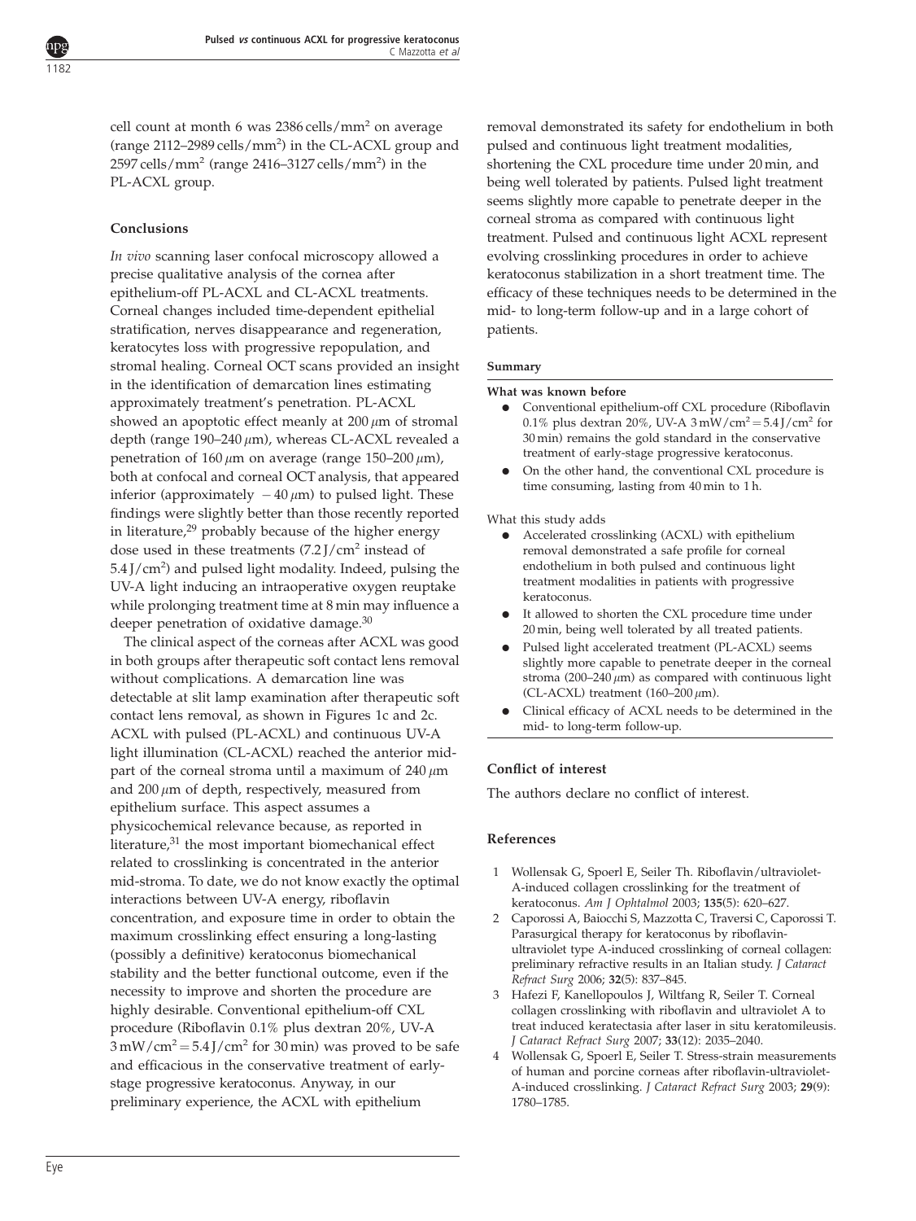cell count at month 6 was 2386 cells/mm$^2$ on average (range 2112–2989 cells/mm$^2$) in the CL-ACXL group and 2597 cells/mm$^2$ (range 2416–3127 cells/mm$^2$) in the PL-ACXL group.

## Conclusions

*In vivo* scanning laser confocal microscopy allowed a precise qualitative analysis of the cornea after epithelium-off PL-ACXL and CL-ACXL treatments. Corneal changes included time-dependent epithelial stratification, nerves disappearance and regeneration, keratocytes loss with progressive repopulation, and stromal healing. Corneal OCT scans provided an insight in the identification of demarcation lines estimating approximately treatment's penetration. PL-ACXL showed an apoptotic effect meanly at 200 $\mu$m of stromal depth (range 190–240 $\mu$m), whereas CL-ACXL revealed a penetration of 160 $\mu$m on average (range 150–200 $\mu$m), both at confocal and corneal OCT analysis, that appeared inferior (approximately $-40\,\mu$m) to pulsed light. These findings were slightly better than those recently reported in literature,[29] probably because of the higher energy dose used in these treatments (7.2 J/cm$^2$ instead of 5.4 J/cm$^2$) and pulsed light modality. Indeed, pulsing the UV-A light inducing an intraoperative oxygen reuptake while prolonging treatment time at 8 min may influence a deeper penetration of oxidative damage.[30]

The clinical aspect of the corneas after ACXL was good in both groups after therapeutic soft contact lens removal without complications. A demarcation line was detectable at slit lamp examination after therapeutic soft contact lens removal, as shown in Figures 1c and 2c. ACXL with pulsed (PL-ACXL) and continuous UV-A light illumination (CL-ACXL) reached the anterior mid-part of the corneal stroma until a maximum of 240 $\mu$m and 200 $\mu$m of depth, respectively, measured from epithelium surface. This aspect assumes a physicochemical relevance because, as reported in literature,[31] the most important biomechanical effect related to crosslinking is concentrated in the anterior mid-stroma. To date, we do not know exactly the optimal interactions between UV-A energy, riboflavin concentration, and exposure time in order to obtain the maximum crosslinking effect ensuring a long-lasting (possibly a definitive) keratoconus biomechanical stability and the better functional outcome, even if the necessity to improve and shorten the procedure are highly desirable. Conventional epithelium-off CXL procedure (Riboflavin 0.1% plus dextran 20%, UV-A 3 mW/cm$^2$ = 5.4 J/cm$^2$ for 30 min) was proved to be safe and efficacious in the conservative treatment of early-stage progressive keratoconus. Anyway, in our preliminary experience, the ACXL with epithelium removal demonstrated its safety for endothelium in both pulsed and continuous light treatment modalities, shortening the CXL procedure time under 20 min, and being well tolerated by patients. Pulsed light treatment seems slightly more capable to penetrate deeper in the corneal stroma as compared with continuous light treatment. Pulsed and continuous light ACXL represent evolving crosslinking procedures in order to achieve keratoconus stabilization in a short treatment time. The efficacy of these techniques needs to be determined in the mid- to long-term follow-up and in a large cohort of patients.

### Summary

**What was known before**

- Conventional epithelium-off CXL procedure (Riboflavin 0.1% plus dextran 20%, UV-A 3 mW/cm$^2$ = 5.4 J/cm$^2$ for 30 min) remains the gold standard in the conservative treatment of early-stage progressive keratoconus.
- On the other hand, the conventional CXL procedure is time consuming, lasting from 40 min to 1 h.

What this study adds

- Accelerated crosslinking (ACXL) with epithelium removal demonstrated a safe profile for corneal endothelium in both pulsed and continuous light treatment modalities in patients with progressive keratoconus.
- It allowed to shorten the CXL procedure time under 20 min, being well tolerated by all treated patients.
- Pulsed light accelerated treatment (PL-ACXL) seems slightly more capable to penetrate deeper in the corneal stroma (200–240 $\mu$m) as compared with continuous light (CL-ACXL) treatment (160–200 $\mu$m).
- Clinical efficacy of ACXL needs to be determined in the mid- to long-term follow-up.

## Conflict of interest

The authors declare no conflict of interest.

## References

1. Wollensak G, Spoerl E, Seiler Th. Riboflavin/ultraviolet-A-induced collagen crosslinking for the treatment of keratoconus. *Am J Ophtalmol* 2003; **135**(5): 620–627.
2. Caporossi A, Baiocchi S, Mazzotta C, Traversi C, Caporossi T. Parasurgical therapy for keratoconus by riboflavin-ultraviolet type A-induced crosslinking of corneal collagen: preliminary refractive results in an Italian study. *J Cataract Refract Surg* 2006; **32**(5): 837–845.
3. Hafezi F, Kanellopoulos J, Wiltfang R, Seiler T. Corneal collagen crosslinking with riboflavin and ultraviolet A to treat induced keratectasia after laser in situ keratomileusis. *J Cataract Refract Surg* 2007; **33**(12): 2035–2040.
4. Wollensak G, Spoerl E, Seiler T. Stress-strain measurements of human and porcine corneas after riboflavin-ultraviolet-A-induced crosslinking. *J Cataract Refract Surg* 2003; **29**(9): 1780–1785.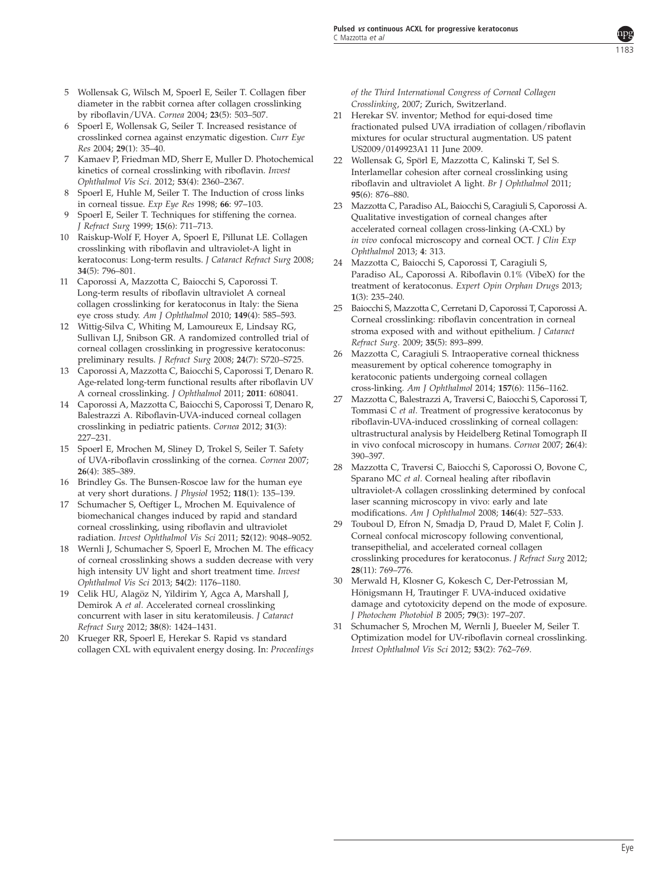5 Wollensak G, Wilsch M, Spoerl E, Seiler T. Collagen fiber diameter in the rabbit cornea after collagen crosslinking by riboflavin/UVA. *Cornea* 2004; **23**(5): 503–507.

6 Spoerl E, Wollensak G, Seiler T. Increased resistance of crosslinked cornea against enzymatic digestion. *Curr Eye Res* 2004; **29**(1): 35–40.

7 Kamaev P, Friedman MD, Sherr E, Muller D. Photochemical kinetics of corneal crosslinking with riboflavin. *Invest Ophthalmol Vis Sci*. 2012; **53**(4): 2360–2367.

8 Spoerl E, Huhle M, Seiler T. The Induction of cross links in corneal tissue. *Exp Eye Res* 1998; **66**: 97–103.

9 Spoerl E, Seiler T. Techniques for stiffening the cornea. *J Refract Surg* 1999; **15**(6): 711–713.

10 Raiskup-Wolf F, Hoyer A, Spoerl E, Pillunat LE. Collagen crosslinking with riboflavin and ultraviolet-A light in keratoconus: Long-term results. *J Cataract Refract Surg* 2008; **34**(5): 796–801.

11 Caporossi A, Mazzotta C, Baiocchi S, Caporossi T. Long-term results of riboflavin ultraviolet A corneal collagen crosslinking for keratoconus in Italy: the Siena eye cross study. *Am J Ophthalmol* 2010; **149**(4): 585–593.

12 Wittig-Silva C, Whiting M, Lamoureux E, Lindsay RG, Sullivan LJ, Snibson GR. A randomized controlled trial of corneal collagen crosslinking in progressive keratoconus: preliminary results. *J Refract Surg* 2008; **24**(7): S720–S725.

13 Caporossi A, Mazzotta C, Baiocchi S, Caporossi T, Denaro R. Age-related long-term functional results after riboflavin UV A corneal crosslinking. *J Ophthalmol* 2011; **2011**: 608041.

14 Caporossi A, Mazzotta C, Baiocchi S, Caporossi T, Denaro R, Balestrazzi A. Riboflavin-UVA-induced corneal collagen crosslinking in pediatric patients. *Cornea* 2012; **31**(3): 227–231.

15 Spoerl E, Mrochen M, Sliney D, Trokel S, Seiler T. Safety of UVA-riboflavin crosslinking of the cornea. *Cornea* 2007; **26**(4): 385–389.

16 Brindley Gs. The Bunsen-Roscoe law for the human eye at very short durations. *J Physiol* 1952; **118**(1): 135–139.

17 Schumacher S, Oeftiger L, Mrochen M. Equivalence of biomechanical changes induced by rapid and standard corneal crosslinking, using riboflavin and ultraviolet radiation. *Invest Ophthalmol Vis Sci* 2011; **52**(12): 9048–9052.

18 Wernli J, Schumacher S, Spoerl E, Mrochen M. The efficacy of corneal crosslinking shows a sudden decrease with very high intensity UV light and short treatment time. *Invest Ophthalmol Vis Sci* 2013; **54**(2): 1176–1180.

19 Celik HU, Alagöz N, Yildirim Y, Agca A, Marshall J, Demirok A *et al*. Accelerated corneal crosslinking concurrent with laser in situ keratomileusis. *J Cataract Refract Surg* 2012; **38**(8): 1424–1431.

20 Krueger RR, Spoerl E, Herekar S. Rapid vs standard collagen CXL with equivalent energy dosing. In: *Proceedings of the Third International Congress of Corneal Collagen Crosslinking*, 2007; Zurich, Switzerland.

21 Herekar SV. inventor; Method for equi-dosed time fractionated pulsed UVA irradiation of collagen/riboflavin mixtures for ocular structural augmentation. US patent US2009/0149923A1 11 June 2009.

22 Wollensak G, Spörl E, Mazzotta C, Kalinski T, Sel S. Interlamellar cohesion after corneal crosslinking using riboflavin and ultraviolet A light. *Br J Ophthalmol* 2011; **95**(6): 876–880.

23 Mazzotta C, Paradiso AL, Baiocchi S, Caragiuli S, Caporossi A. Qualitative investigation of corneal changes after accelerated corneal collagen cross-linking (A-CXL) by *in vivo* confocal microscopy and corneal OCT. *J Clin Exp Ophthalmol* 2013; **4**: 313.

24 Mazzotta C, Baiocchi S, Caporossi T, Caragiuli S, Paradiso AL, Caporossi A. Riboflavin 0.1% (VibeX) for the treatment of keratoconus. *Expert Opin Orphan Drugs* 2013; **1**(3): 235–240.

25 Baiocchi S, Mazzotta C, Cerretani D, Caporossi T, Caporossi A. Corneal crosslinking: riboflavin concentration in corneal stroma exposed with and without epithelium. *J Cataract Refract Surg*. 2009; **35**(5): 893–899.

26 Mazzotta C, Caragiuli S. Intraoperative corneal thickness measurement by optical coherence tomography in keratoconic patients undergoing corneal collagen cross-linking. *Am J Ophthalmol* 2014; **157**(6): 1156–1162.

27 Mazzotta C, Balestrazzi A, Traversi C, Baiocchi S, Caporossi T, Tommasi C *et al*. Treatment of progressive keratoconus by riboflavin-UVA-induced crosslinking of corneal collagen: ultrastructural analysis by Heidelberg Retinal Tomograph II in vivo confocal microscopy in humans. *Cornea* 2007; **26**(4): 390–397.

28 Mazzotta C, Traversi C, Baiocchi S, Caporossi O, Bovone C, Sparano MC *et al*. Corneal healing after riboflavin ultraviolet-A collagen crosslinking determined by confocal laser scanning microscopy in vivo: early and late modifications. *Am J Ophthalmol* 2008; **146**(4): 527–533.

29 Touboul D, Efron N, Smadja D, Praud D, Malet F, Colin J. Corneal confocal microscopy following conventional, transepithelial, and accelerated corneal collagen crosslinking procedures for keratoconus. *J Refract Surg* 2012; **28**(11): 769–776.

30 Merwald H, Klosner G, Kokesch C, Der-Petrossian M, Hönigsmann H, Trautinger F. UVA-induced oxidative damage and cytotoxicity depend on the mode of exposure. *J Photochem Photobiol B* 2005; **79**(3): 197–207.

31 Schumacher S, Mrochen M, Wernli J, Bueeler M, Seiler T. Optimization model for UV-riboflavin corneal crosslinking. *Invest Ophthalmol Vis Sci* 2012; **53**(2): 762–769.